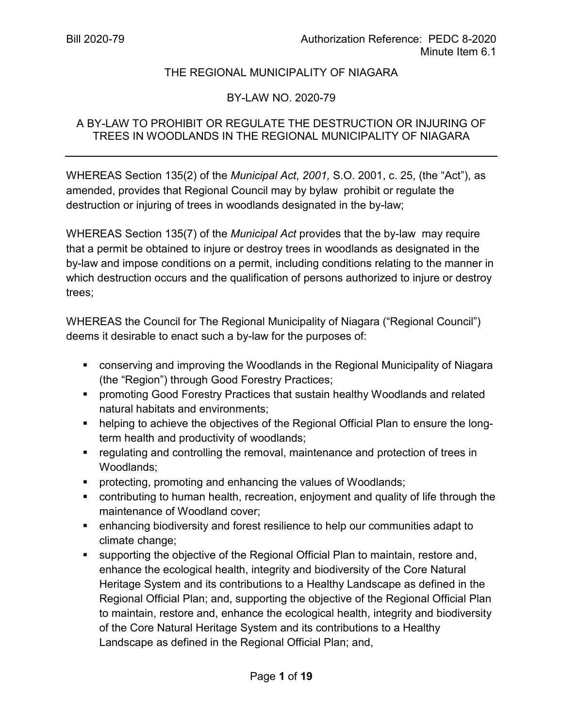Bill 2020-79

Authorization Reference: PEDC 8-2020
Minute Item 6.1

# THE REGIONAL MUNICIPALITY OF NIAGARA

## BY-LAW NO. 2020-79

## A BY-LAW TO PROHIBIT OR REGULATE THE DESTRUCTION OR INJURING OF TREES IN WOODLANDS IN THE REGIONAL MUNICIPALITY OF NIAGARA

---

WHEREAS Section 135(2) of the *Municipal Act*, *2001,* S.O. 2001, c. 25, (the "Act"), as amended, provides that Regional Council may by bylaw prohibit or regulate the destruction or injuring of trees in woodlands designated in the by-law;

WHEREAS Section 135(7) of the *Municipal Act* provides that the by-law may require that a permit be obtained to injure or destroy trees in woodlands as designated in the by-law and impose conditions on a permit, including conditions relating to the manner in which destruction occurs and the qualification of persons authorized to injure or destroy trees;

WHEREAS the Council for The Regional Municipality of Niagara ("Regional Council") deems it desirable to enact such a by-law for the purposes of:

- conserving and improving the Woodlands in the Regional Municipality of Niagara (the "Region") through Good Forestry Practices;
- promoting Good Forestry Practices that sustain healthy Woodlands and related natural habitats and environments;
- helping to achieve the objectives of the Regional Official Plan to ensure the long-term health and productivity of woodlands;
- regulating and controlling the removal, maintenance and protection of trees in Woodlands;
- protecting, promoting and enhancing the values of Woodlands;
- contributing to human health, recreation, enjoyment and quality of life through the maintenance of Woodland cover;
- enhancing biodiversity and forest resilience to help our communities adapt to climate change;
- supporting the objective of the Regional Official Plan to maintain, restore and, enhance the ecological health, integrity and biodiversity of the Core Natural Heritage System and its contributions to a Healthy Landscape as defined in the Regional Official Plan; and, supporting the objective of the Regional Official Plan to maintain, restore and, enhance the ecological health, integrity and biodiversity of the Core Natural Heritage System and its contributions to a Healthy Landscape as defined in the Regional Official Plan; and,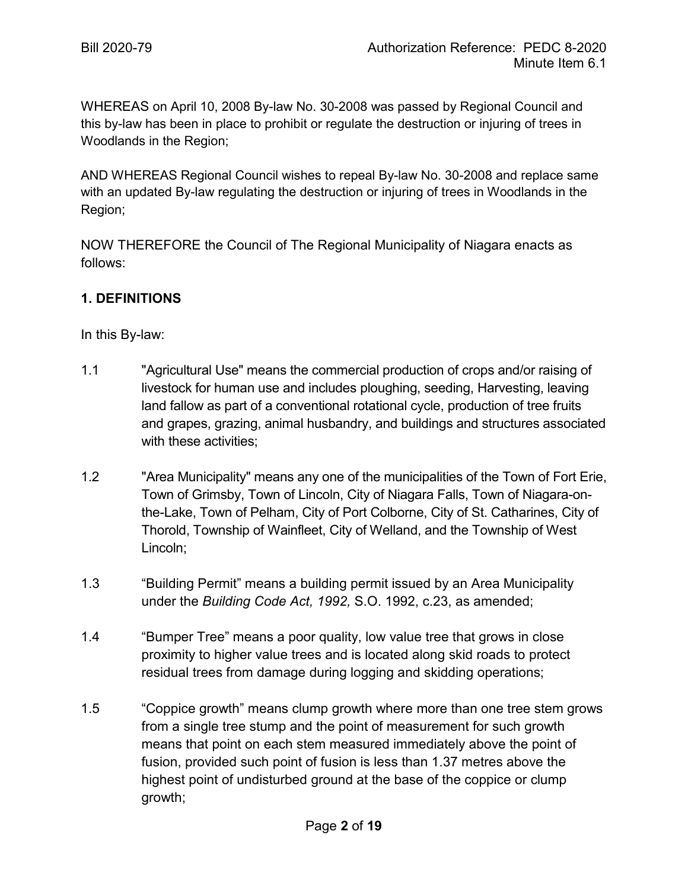WHEREAS on April 10, 2008 By-law No. 30-2008 was passed by Regional Council and this by-law has been in place to prohibit or regulate the destruction or injuring of trees in Woodlands in the Region;

AND WHEREAS Regional Council wishes to repeal By-law No. 30-2008 and replace same with an updated By-law regulating the destruction or injuring of trees in Woodlands in the Region;

NOW THEREFORE the Council of The Regional Municipality of Niagara enacts as follows:

## 1. DEFINITIONS

In this By-law:

1.1 "Agricultural Use" means the commercial production of crops and/or raising of livestock for human use and includes ploughing, seeding, Harvesting, leaving land fallow as part of a conventional rotational cycle, production of tree fruits and grapes, grazing, animal husbandry, and buildings and structures associated with these activities;

1.2 "Area Municipality" means any one of the municipalities of the Town of Fort Erie, Town of Grimsby, Town of Lincoln, City of Niagara Falls, Town of Niagara-on-the-Lake, Town of Pelham, City of Port Colborne, City of St. Catharines, City of Thorold, Township of Wainfleet, City of Welland, and the Township of West Lincoln;

1.3 "Building Permit" means a building permit issued by an Area Municipality under the *Building Code Act, 1992,* S.O. 1992, c.23, as amended;

1.4 "Bumper Tree" means a poor quality, low value tree that grows in close proximity to higher value trees and is located along skid roads to protect residual trees from damage during logging and skidding operations;

1.5 "Coppice growth" means clump growth where more than one tree stem grows from a single tree stump and the point of measurement for such growth means that point on each stem measured immediately above the point of fusion, provided such point of fusion is less than 1.37 metres above the highest point of undisturbed ground at the base of the coppice or clump growth;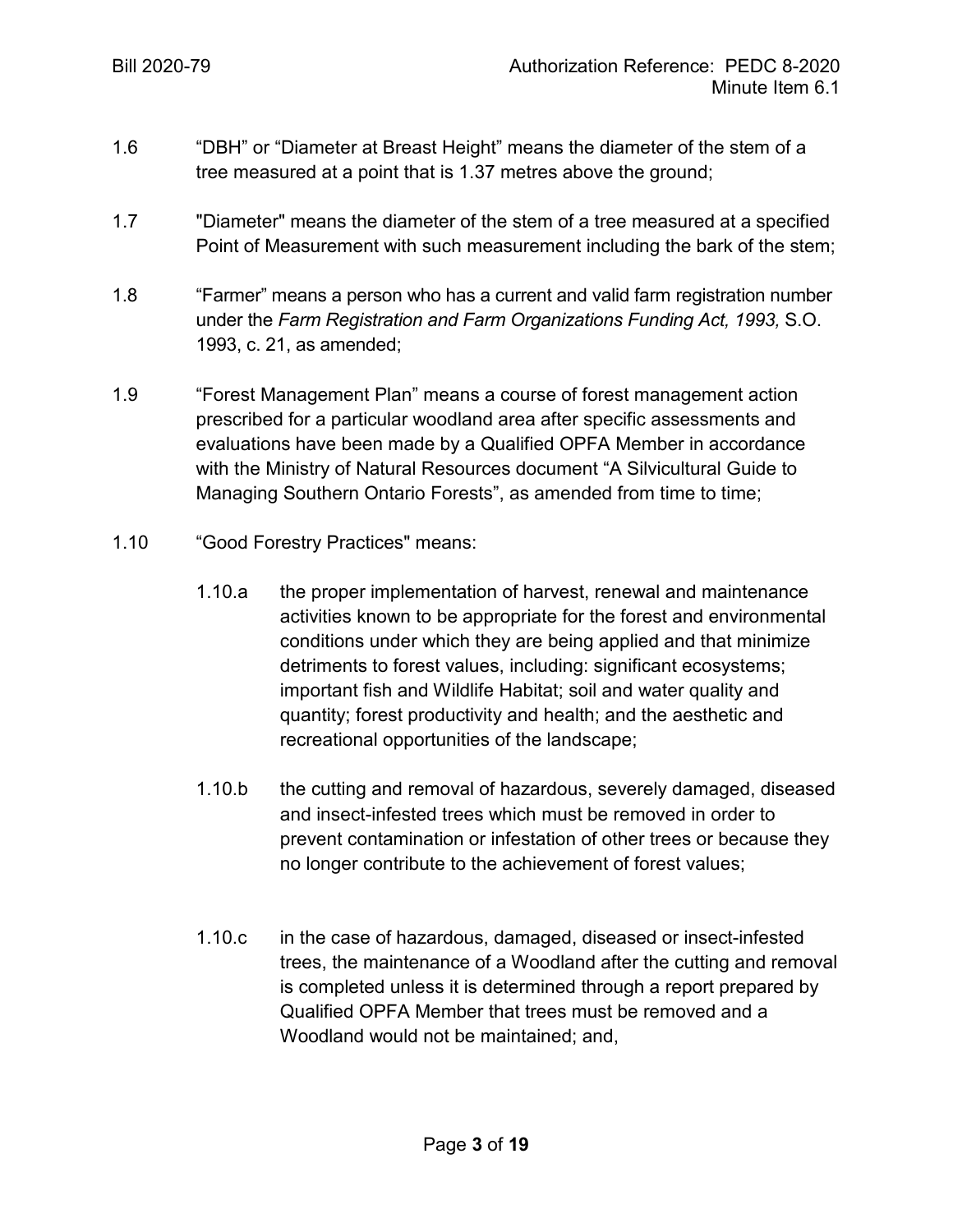1.6 "DBH" or "Diameter at Breast Height" means the diameter of the stem of a tree measured at a point that is 1.37 metres above the ground;

1.7 "Diameter" means the diameter of the stem of a tree measured at a specified Point of Measurement with such measurement including the bark of the stem;

1.8 "Farmer" means a person who has a current and valid farm registration number under the *Farm Registration and Farm Organizations Funding Act, 1993,* S.O. 1993, c. 21, as amended;

1.9 "Forest Management Plan" means a course of forest management action prescribed for a particular woodland area after specific assessments and evaluations have been made by a Qualified OPFA Member in accordance with the Ministry of Natural Resources document "A Silvicultural Guide to Managing Southern Ontario Forests", as amended from time to time;

1.10 "Good Forestry Practices" means:

1.10.a the proper implementation of harvest, renewal and maintenance activities known to be appropriate for the forest and environmental conditions under which they are being applied and that minimize detriments to forest values, including: significant ecosystems; important fish and Wildlife Habitat; soil and water quality and quantity; forest productivity and health; and the aesthetic and recreational opportunities of the landscape;

1.10.b the cutting and removal of hazardous, severely damaged, diseased and insect-infested trees which must be removed in order to prevent contamination or infestation of other trees or because they no longer contribute to the achievement of forest values;

1.10.c in the case of hazardous, damaged, diseased or insect-infested trees, the maintenance of a Woodland after the cutting and removal is completed unless it is determined through a report prepared by Qualified OPFA Member that trees must be removed and a Woodland would not be maintained; and,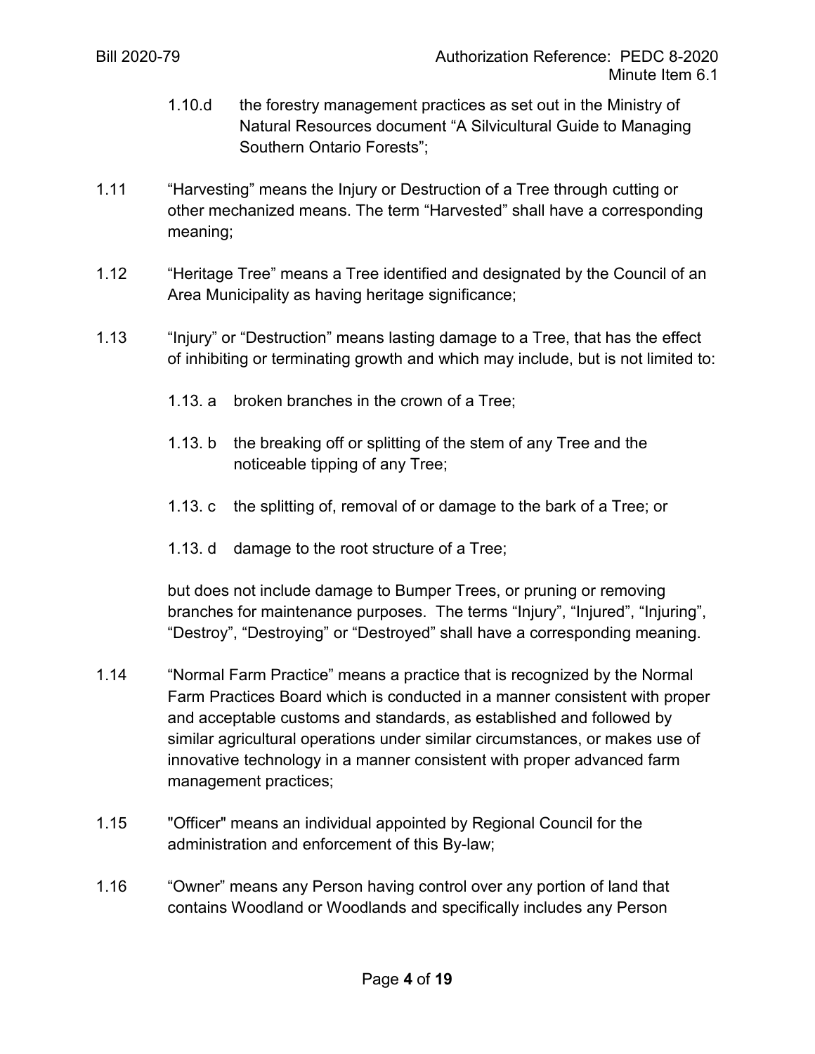1.10.d the forestry management practices as set out in the Ministry of Natural Resources document "A Silvicultural Guide to Managing Southern Ontario Forests";

1.11 "Harvesting" means the Injury or Destruction of a Tree through cutting or other mechanized means. The term "Harvested" shall have a corresponding meaning;

1.12 "Heritage Tree" means a Tree identified and designated by the Council of an Area Municipality as having heritage significance;

1.13 "Injury" or "Destruction" means lasting damage to a Tree, that has the effect of inhibiting or terminating growth and which may include, but is not limited to:

1.13. a broken branches in the crown of a Tree;

1.13. b the breaking off or splitting of the stem of any Tree and the noticeable tipping of any Tree;

1.13. c the splitting of, removal of or damage to the bark of a Tree; or

1.13. d damage to the root structure of a Tree;

but does not include damage to Bumper Trees, or pruning or removing branches for maintenance purposes. The terms "Injury", "Injured", "Injuring", "Destroy", "Destroying" or "Destroyed" shall have a corresponding meaning.

1.14 "Normal Farm Practice" means a practice that is recognized by the Normal Farm Practices Board which is conducted in a manner consistent with proper and acceptable customs and standards, as established and followed by similar agricultural operations under similar circumstances, or makes use of innovative technology in a manner consistent with proper advanced farm management practices;

1.15 "Officer" means an individual appointed by Regional Council for the administration and enforcement of this By-law;

1.16 "Owner" means any Person having control over any portion of land that contains Woodland or Woodlands and specifically includes any Person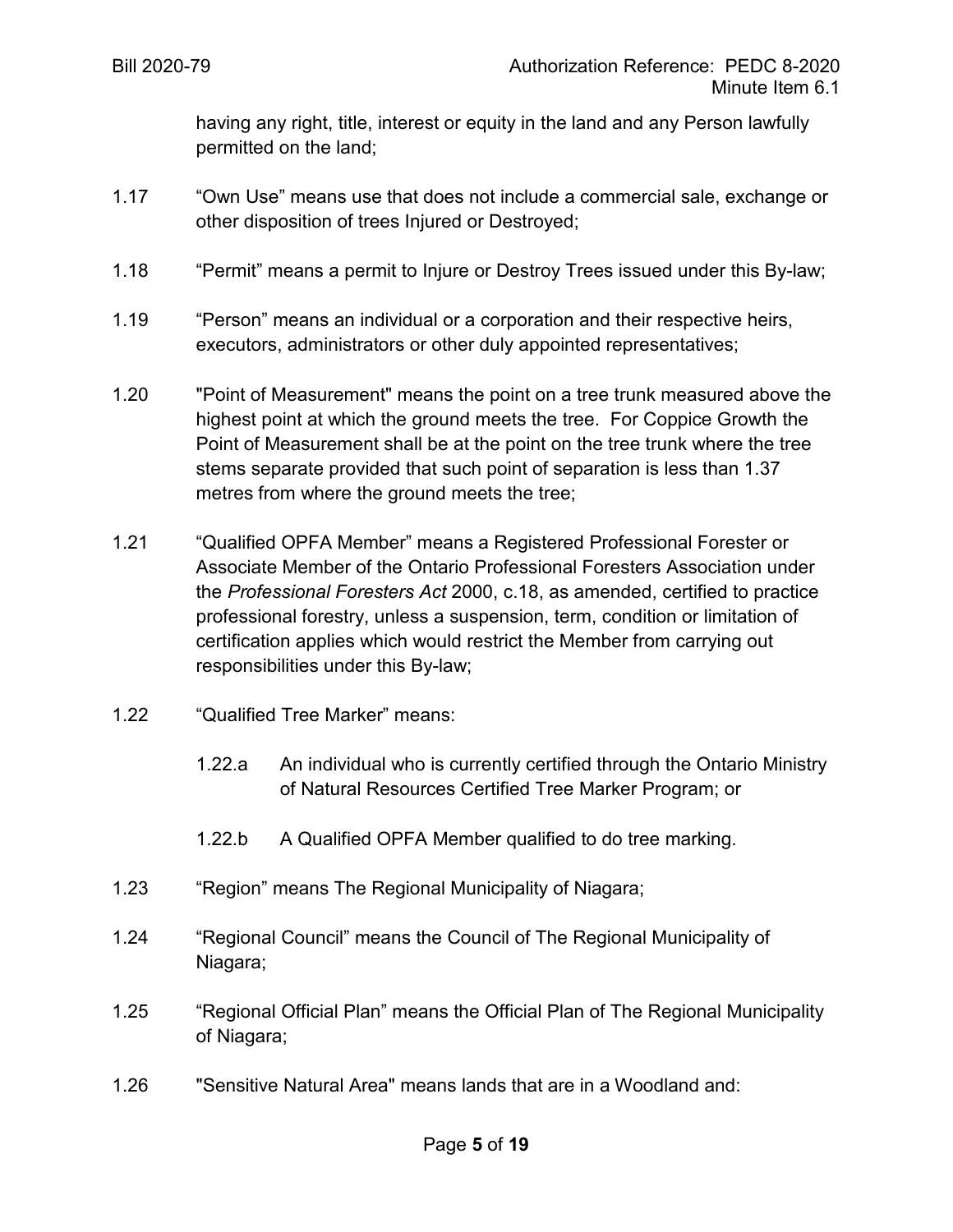having any right, title, interest or equity in the land and any Person lawfully permitted on the land;

1.17 “Own Use” means use that does not include a commercial sale, exchange or other disposition of trees Injured or Destroyed;

1.18 “Permit” means a permit to Injure or Destroy Trees issued under this By-law;

1.19 “Person” means an individual or a corporation and their respective heirs, executors, administrators or other duly appointed representatives;

1.20 "Point of Measurement" means the point on a tree trunk measured above the highest point at which the ground meets the tree. For Coppice Growth the Point of Measurement shall be at the point on the tree trunk where the tree stems separate provided that such point of separation is less than 1.37 metres from where the ground meets the tree;

1.21 “Qualified OPFA Member” means a Registered Professional Forester or Associate Member of the Ontario Professional Foresters Association under the *Professional Foresters Act* 2000, c.18, as amended, certified to practice professional forestry, unless a suspension, term, condition or limitation of certification applies which would restrict the Member from carrying out responsibilities under this By-law;

1.22 “Qualified Tree Marker” means:

  1.22.a An individual who is currently certified through the Ontario Ministry of Natural Resources Certified Tree Marker Program; or

  1.22.b A Qualified OPFA Member qualified to do tree marking.

1.23 “Region” means The Regional Municipality of Niagara;

1.24 “Regional Council” means the Council of The Regional Municipality of Niagara;

1.25 “Regional Official Plan” means the Official Plan of The Regional Municipality of Niagara;

1.26 "Sensitive Natural Area" means lands that are in a Woodland and: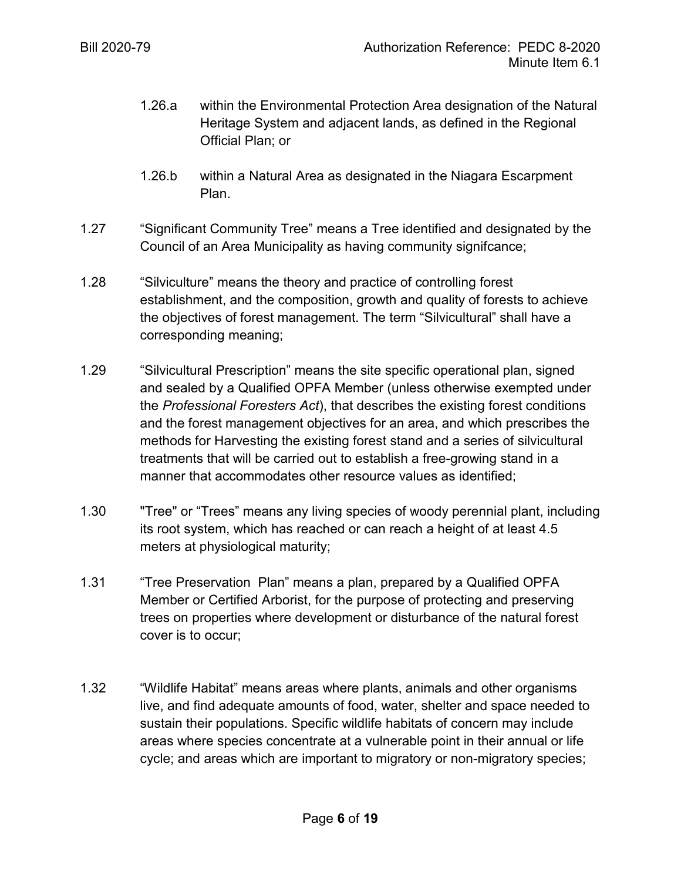1.26.a within the Environmental Protection Area designation of the Natural Heritage System and adjacent lands, as defined in the Regional Official Plan; or

1.26.b within a Natural Area as designated in the Niagara Escarpment Plan.

1.27 "Significant Community Tree" means a Tree identified and designated by the Council of an Area Municipality as having community signifcance;

1.28 "Silviculture" means the theory and practice of controlling forest establishment, and the composition, growth and quality of forests to achieve the objectives of forest management. The term "Silvicultural" shall have a corresponding meaning;

1.29 "Silvicultural Prescription" means the site specific operational plan, signed and sealed by a Qualified OPFA Member (unless otherwise exempted under the *Professional Foresters Act*), that describes the existing forest conditions and the forest management objectives for an area, and which prescribes the methods for Harvesting the existing forest stand and a series of silvicultural treatments that will be carried out to establish a free-growing stand in a manner that accommodates other resource values as identified;

1.30 "Tree" or "Trees" means any living species of woody perennial plant, including its root system, which has reached or can reach a height of at least 4.5 meters at physiological maturity;

1.31 "Tree Preservation Plan" means a plan, prepared by a Qualified OPFA Member or Certified Arborist, for the purpose of protecting and preserving trees on properties where development or disturbance of the natural forest cover is to occur;

1.32 "Wildlife Habitat" means areas where plants, animals and other organisms live, and find adequate amounts of food, water, shelter and space needed to sustain their populations. Specific wildlife habitats of concern may include areas where species concentrate at a vulnerable point in their annual or life cycle; and areas which are important to migratory or non-migratory species;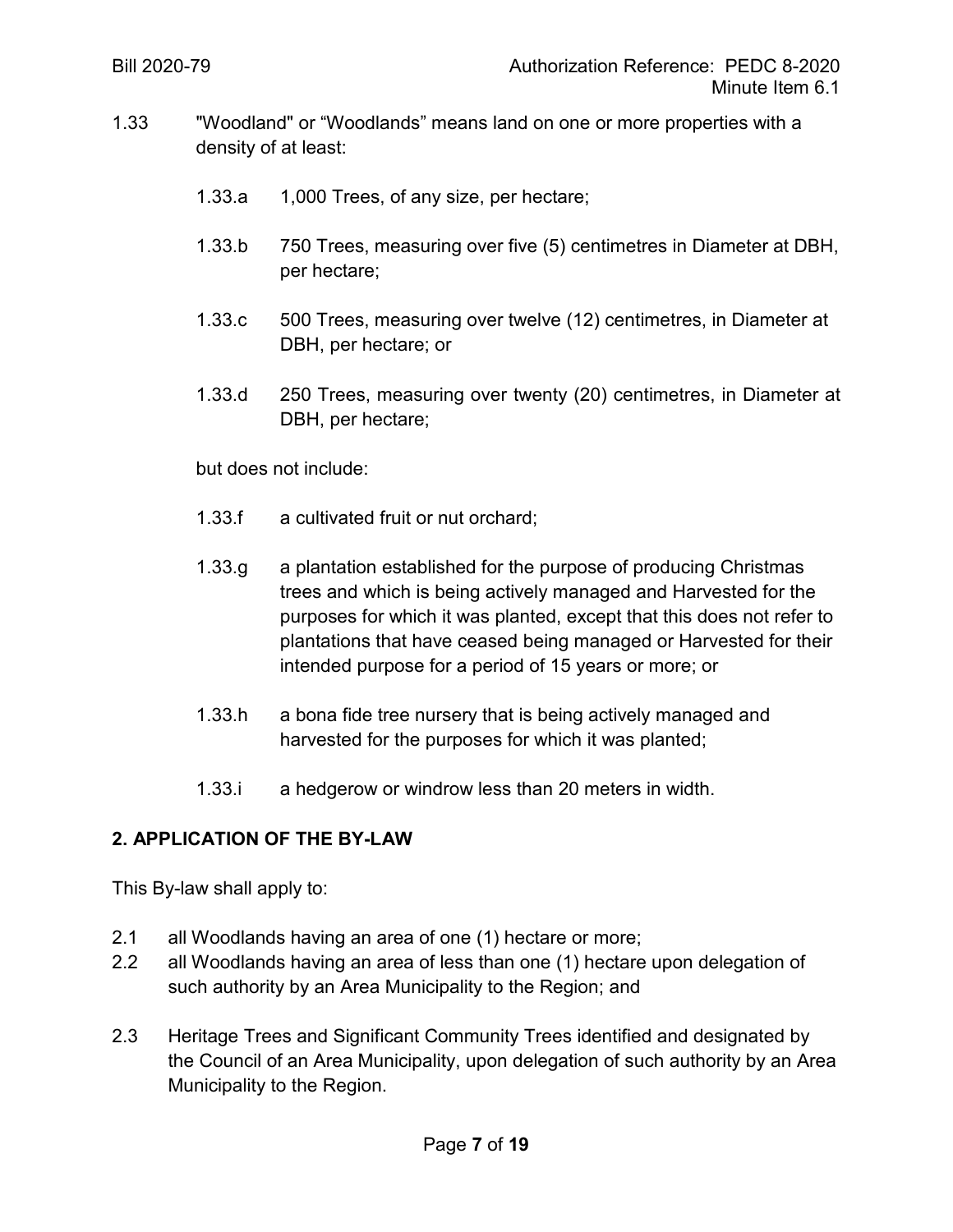1.33 "Woodland" or "Woodlands" means land on one or more properties with a density of at least:

1.33.a 1,000 Trees, of any size, per hectare;

1.33.b 750 Trees, measuring over five (5) centimetres in Diameter at DBH, per hectare;

1.33.c 500 Trees, measuring over twelve (12) centimetres, in Diameter at DBH, per hectare; or

1.33.d 250 Trees, measuring over twenty (20) centimetres, in Diameter at DBH, per hectare;

but does not include:

1.33.f a cultivated fruit or nut orchard;

1.33.g a plantation established for the purpose of producing Christmas trees and which is being actively managed and Harvested for the purposes for which it was planted, except that this does not refer to plantations that have ceased being managed or Harvested for their intended purpose for a period of 15 years or more; or

1.33.h a bona fide tree nursery that is being actively managed and harvested for the purposes for which it was planted;

1.33.i a hedgerow or windrow less than 20 meters in width.

## 2. APPLICATION OF THE BY-LAW

This By-law shall apply to:

2.1 all Woodlands having an area of one (1) hectare or more;

2.2 all Woodlands having an area of less than one (1) hectare upon delegation of such authority by an Area Municipality to the Region; and

2.3 Heritage Trees and Significant Community Trees identified and designated by the Council of an Area Municipality, upon delegation of such authority by an Area Municipality to the Region.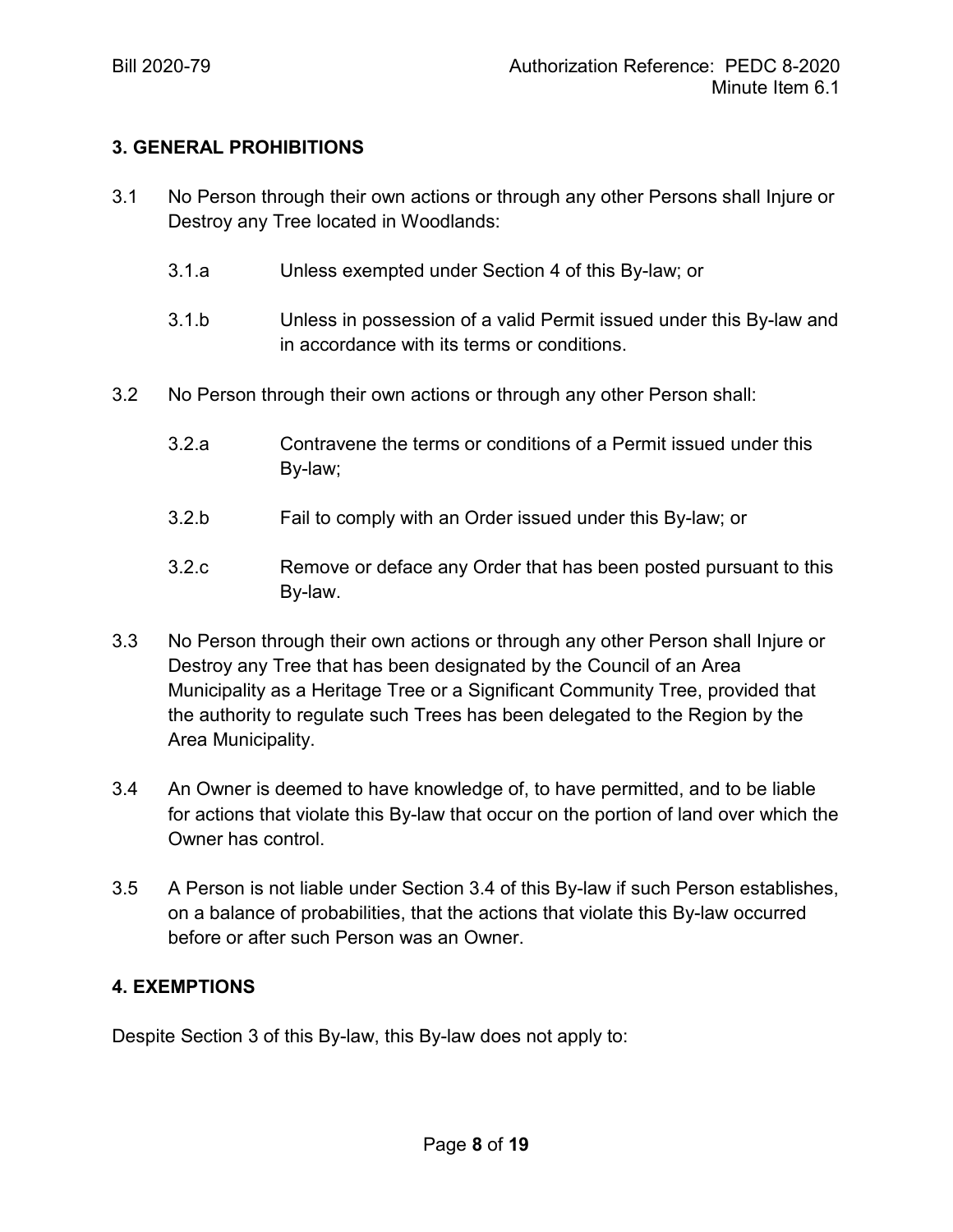## 3. GENERAL PROHIBITIONS

3.1 No Person through their own actions or through any other Persons shall Injure or Destroy any Tree located in Woodlands:

- 3.1.a Unless exempted under Section 4 of this By-law; or
- 3.1.b Unless in possession of a valid Permit issued under this By-law and in accordance with its terms or conditions.

3.2 No Person through their own actions or through any other Person shall:

- 3.2.a Contravene the terms or conditions of a Permit issued under this By-law;
- 3.2.b Fail to comply with an Order issued under this By-law; or
- 3.2.c Remove or deface any Order that has been posted pursuant to this By-law.

3.3 No Person through their own actions or through any other Person shall Injure or Destroy any Tree that has been designated by the Council of an Area Municipality as a Heritage Tree or a Significant Community Tree, provided that the authority to regulate such Trees has been delegated to the Region by the Area Municipality.

3.4 An Owner is deemed to have knowledge of, to have permitted, and to be liable for actions that violate this By-law that occur on the portion of land over which the Owner has control.

3.5 A Person is not liable under Section 3.4 of this By-law if such Person establishes, on a balance of probabilities, that the actions that violate this By-law occurred before or after such Person was an Owner.

## 4. EXEMPTIONS

Despite Section 3 of this By-law, this By-law does not apply to: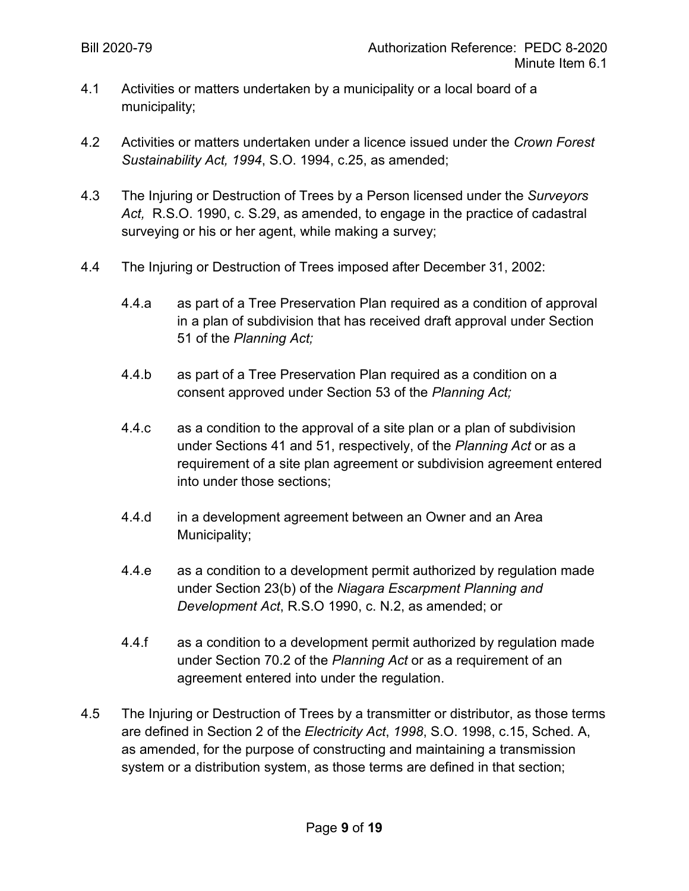4.1 Activities or matters undertaken by a municipality or a local board of a municipality;

4.2 Activities or matters undertaken under a licence issued under the *Crown Forest Sustainability Act, 1994*, S.O. 1994, c.25, as amended;

4.3 The Injuring or Destruction of Trees by a Person licensed under the *Surveyors Act,* R.S.O. 1990, c. S.29, as amended, to engage in the practice of cadastral surveying or his or her agent, while making a survey;

4.4 The Injuring or Destruction of Trees imposed after December 31, 2002:

  4.4.a as part of a Tree Preservation Plan required as a condition of approval in a plan of subdivision that has received draft approval under Section 51 of the *Planning Act;*

  4.4.b as part of a Tree Preservation Plan required as a condition on a consent approved under Section 53 of the *Planning Act;*

  4.4.c as a condition to the approval of a site plan or a plan of subdivision under Sections 41 and 51, respectively, of the *Planning Act* or as a requirement of a site plan agreement or subdivision agreement entered into under those sections;

  4.4.d in a development agreement between an Owner and an Area Municipality;

  4.4.e as a condition to a development permit authorized by regulation made under Section 23(b) of the *Niagara Escarpment Planning and Development Act*, R.S.O 1990, c. N.2, as amended; or

  4.4.f as a condition to a development permit authorized by regulation made under Section 70.2 of the *Planning Act* or as a requirement of an agreement entered into under the regulation.

4.5 The Injuring or Destruction of Trees by a transmitter or distributor, as those terms are defined in Section 2 of the *Electricity Act*, *1998*, S.O. 1998, c.15, Sched. A, as amended, for the purpose of constructing and maintaining a transmission system or a distribution system, as those terms are defined in that section;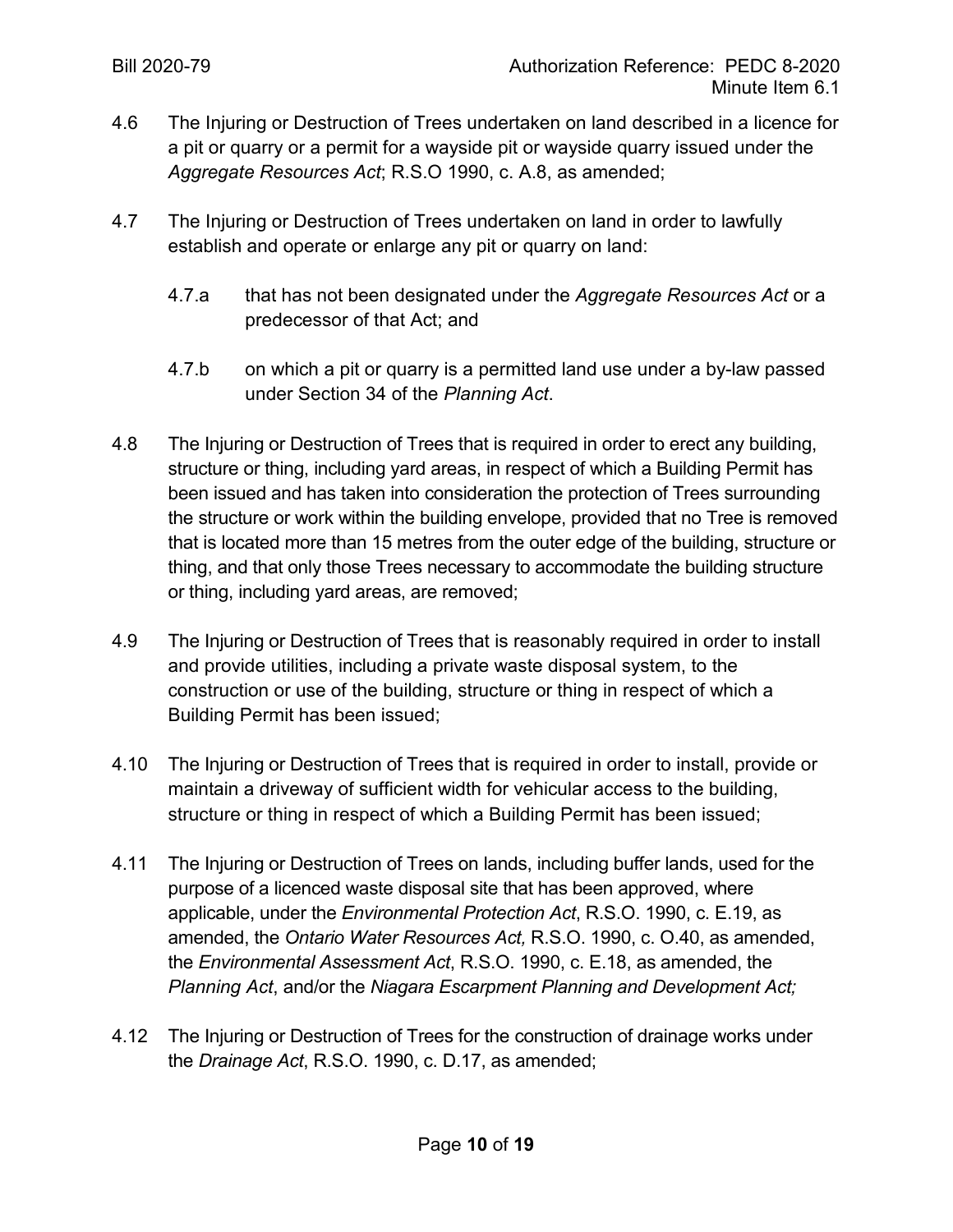4.6 The Injuring or Destruction of Trees undertaken on land described in a licence for a pit or quarry or a permit for a wayside pit or wayside quarry issued under the *Aggregate Resources Act*; R.S.O 1990, c. A.8, as amended;

4.7 The Injuring or Destruction of Trees undertaken on land in order to lawfully establish and operate or enlarge any pit or quarry on land:

 4.7.a that has not been designated under the *Aggregate Resources Act* or a predecessor of that Act; and

 4.7.b on which a pit or quarry is a permitted land use under a by-law passed under Section 34 of the *Planning Act*.

4.8 The Injuring or Destruction of Trees that is required in order to erect any building, structure or thing, including yard areas, in respect of which a Building Permit has been issued and has taken into consideration the protection of Trees surrounding the structure or work within the building envelope, provided that no Tree is removed that is located more than 15 metres from the outer edge of the building, structure or thing, and that only those Trees necessary to accommodate the building structure or thing, including yard areas, are removed;

4.9 The Injuring or Destruction of Trees that is reasonably required in order to install and provide utilities, including a private waste disposal system, to the construction or use of the building, structure or thing in respect of which a Building Permit has been issued;

4.10 The Injuring or Destruction of Trees that is required in order to install, provide or maintain a driveway of sufficient width for vehicular access to the building, structure or thing in respect of which a Building Permit has been issued;

4.11 The Injuring or Destruction of Trees on lands, including buffer lands, used for the purpose of a licenced waste disposal site that has been approved, where applicable, under the *Environmental Protection Act*, R.S.O. 1990, c. E.19, as amended, the *Ontario Water Resources Act,* R.S.O. 1990, c. O.40, as amended, the *Environmental Assessment Act*, R.S.O. 1990, c. E.18, as amended, the *Planning Act*, and/or the *Niagara Escarpment Planning and Development Act;*

4.12 The Injuring or Destruction of Trees for the construction of drainage works under the *Drainage Act*, R.S.O. 1990, c. D.17, as amended;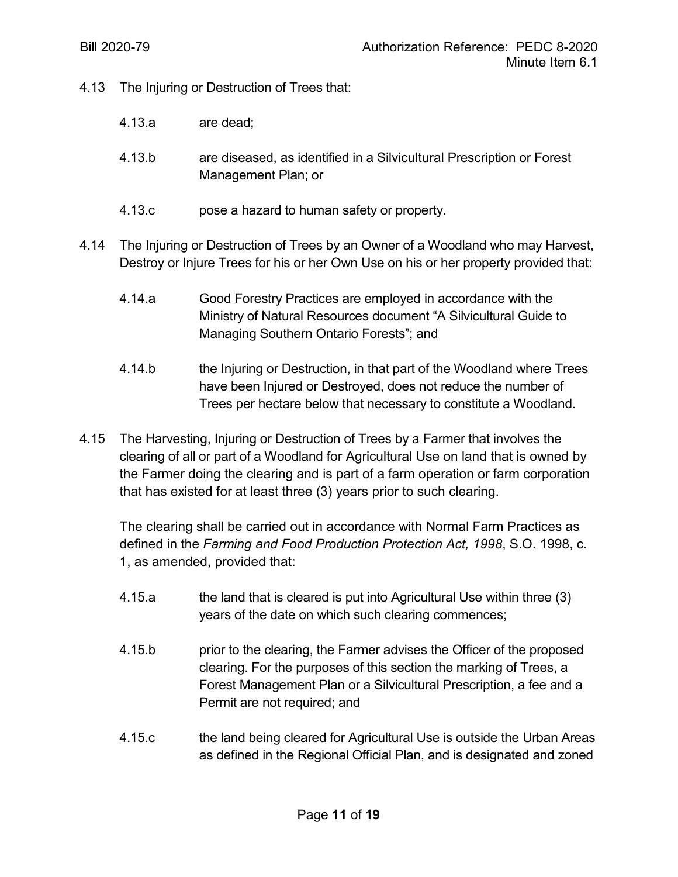4.13 The Injuring or Destruction of Trees that:

    4.13.a are dead;

    4.13.b are diseased, as identified in a Silvicultural Prescription or Forest Management Plan; or

    4.13.c pose a hazard to human safety or property.

4.14 The Injuring or Destruction of Trees by an Owner of a Woodland who may Harvest, Destroy or Injure Trees for his or her Own Use on his or her property provided that:

    4.14.a Good Forestry Practices are employed in accordance with the Ministry of Natural Resources document "A Silvicultural Guide to Managing Southern Ontario Forests"; and

    4.14.b the Injuring or Destruction, in that part of the Woodland where Trees have been Injured or Destroyed, does not reduce the number of Trees per hectare below that necessary to constitute a Woodland.

4.15 The Harvesting, Injuring or Destruction of Trees by a Farmer that involves the clearing of all or part of a Woodland for Agricultural Use on land that is owned by the Farmer doing the clearing and is part of a farm operation or farm corporation that has existed for at least three (3) years prior to such clearing.

The clearing shall be carried out in accordance with Normal Farm Practices as defined in the *Farming and Food Production Protection Act, 1998*, S.O. 1998, c. 1, as amended, provided that:

    4.15.a the land that is cleared is put into Agricultural Use within three (3) years of the date on which such clearing commences;

    4.15.b prior to the clearing, the Farmer advises the Officer of the proposed clearing. For the purposes of this section the marking of Trees, a Forest Management Plan or a Silvicultural Prescription, a fee and a Permit are not required; and

    4.15.c the land being cleared for Agricultural Use is outside the Urban Areas as defined in the Regional Official Plan, and is designated and zoned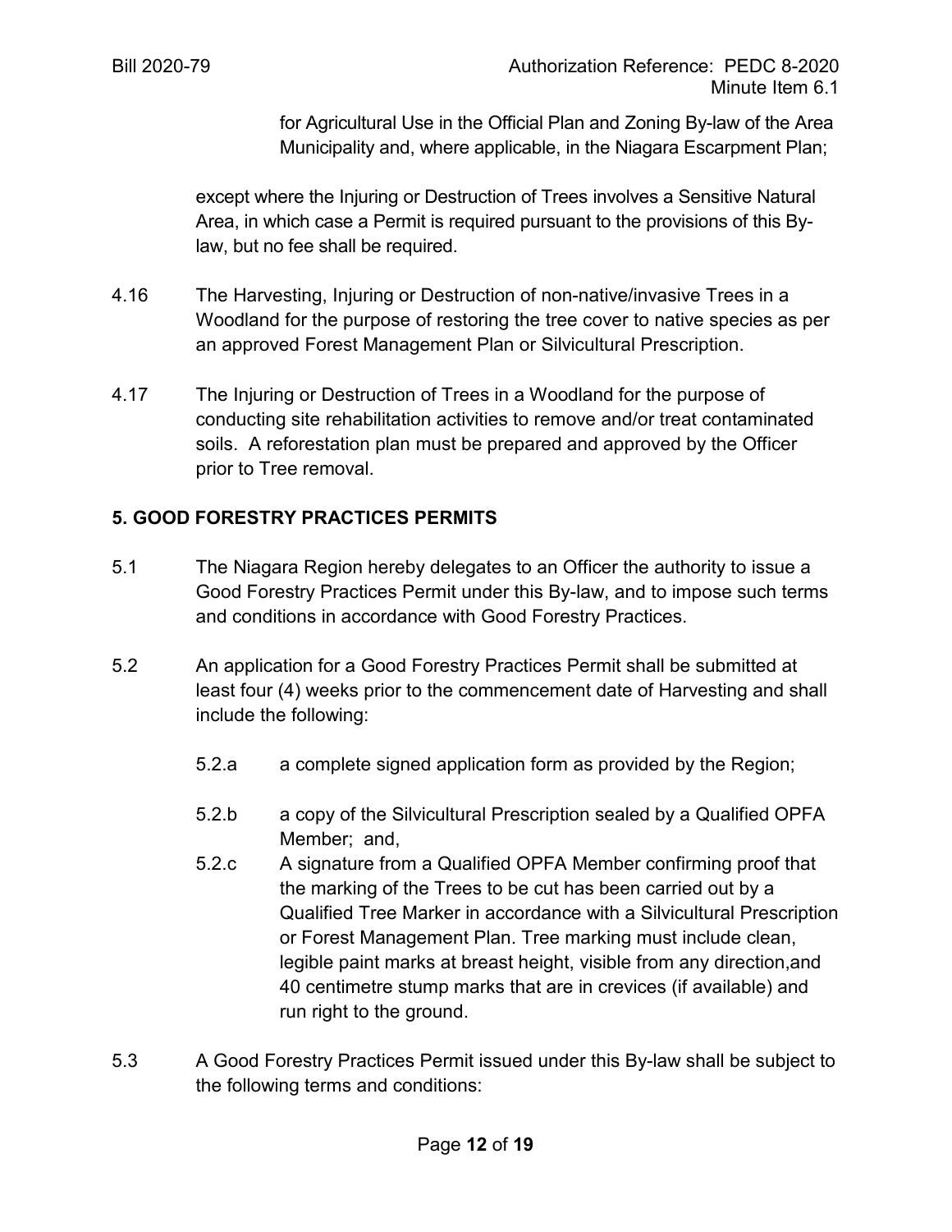for Agricultural Use in the Official Plan and Zoning By-law of the Area Municipality and, where applicable, in the Niagara Escarpment Plan;

except where the Injuring or Destruction of Trees involves a Sensitive Natural Area, in which case a Permit is required pursuant to the provisions of this By-law, but no fee shall be required.

4.16 The Harvesting, Injuring or Destruction of non-native/invasive Trees in a Woodland for the purpose of restoring the tree cover to native species as per an approved Forest Management Plan or Silvicultural Prescription.

4.17 The Injuring or Destruction of Trees in a Woodland for the purpose of conducting site rehabilitation activities to remove and/or treat contaminated soils. A reforestation plan must be prepared and approved by the Officer prior to Tree removal.

**5. GOOD FORESTRY PRACTICES PERMITS**

5.1 The Niagara Region hereby delegates to an Officer the authority to issue a Good Forestry Practices Permit under this By-law, and to impose such terms and conditions in accordance with Good Forestry Practices.

5.2 An application for a Good Forestry Practices Permit shall be submitted at least four (4) weeks prior to the commencement date of Harvesting and shall include the following:

5.2.a a complete signed application form as provided by the Region;

5.2.b a copy of the Silvicultural Prescription sealed by a Qualified OPFA Member; and,

5.2.c A signature from a Qualified OPFA Member confirming proof that the marking of the Trees to be cut has been carried out by a Qualified Tree Marker in accordance with a Silvicultural Prescription or Forest Management Plan. Tree marking must include clean, legible paint marks at breast height, visible from any direction,and 40 centimetre stump marks that are in crevices (if available) and run right to the ground.

5.3 A Good Forestry Practices Permit issued under this By-law shall be subject to the following terms and conditions: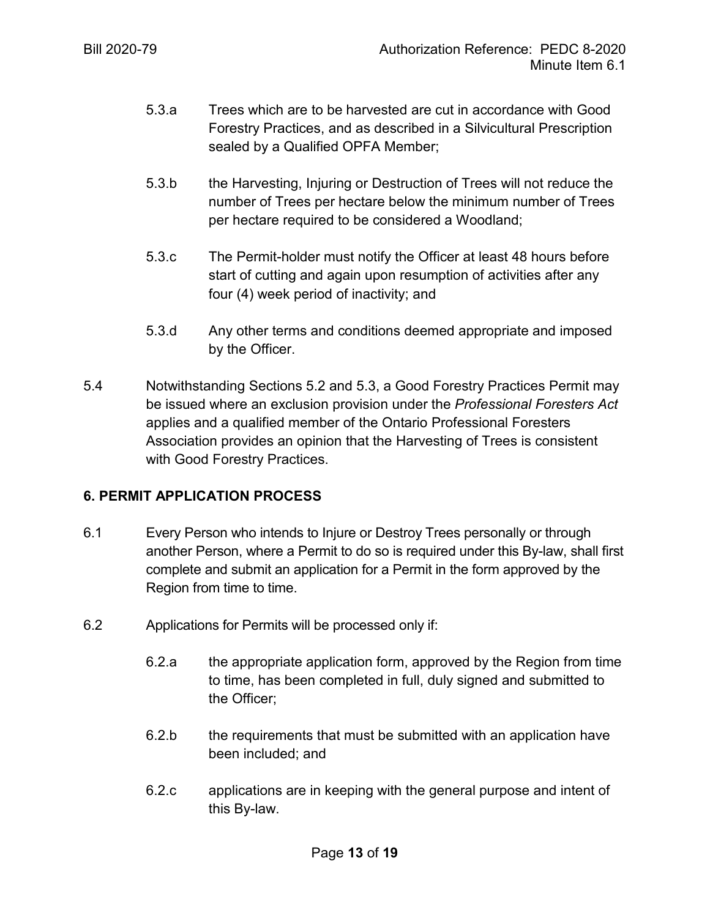5.3.a Trees which are to be harvested are cut in accordance with Good Forestry Practices, and as described in a Silvicultural Prescription sealed by a Qualified OPFA Member;

5.3.b the Harvesting, Injuring or Destruction of Trees will not reduce the number of Trees per hectare below the minimum number of Trees per hectare required to be considered a Woodland;

5.3.c The Permit-holder must notify the Officer at least 48 hours before start of cutting and again upon resumption of activities after any four (4) week period of inactivity; and

5.3.d Any other terms and conditions deemed appropriate and imposed by the Officer.

5.4 Notwithstanding Sections 5.2 and 5.3, a Good Forestry Practices Permit may be issued where an exclusion provision under the *Professional Foresters Act* applies and a qualified member of the Ontario Professional Foresters Association provides an opinion that the Harvesting of Trees is consistent with Good Forestry Practices.

## 6. PERMIT APPLICATION PROCESS

6.1 Every Person who intends to Injure or Destroy Trees personally or through another Person, where a Permit to do so is required under this By-law, shall first complete and submit an application for a Permit in the form approved by the Region from time to time.

6.2 Applications for Permits will be processed only if:

6.2.a the appropriate application form, approved by the Region from time to time, has been completed in full, duly signed and submitted to the Officer;

6.2.b the requirements that must be submitted with an application have been included; and

6.2.c applications are in keeping with the general purpose and intent of this By-law.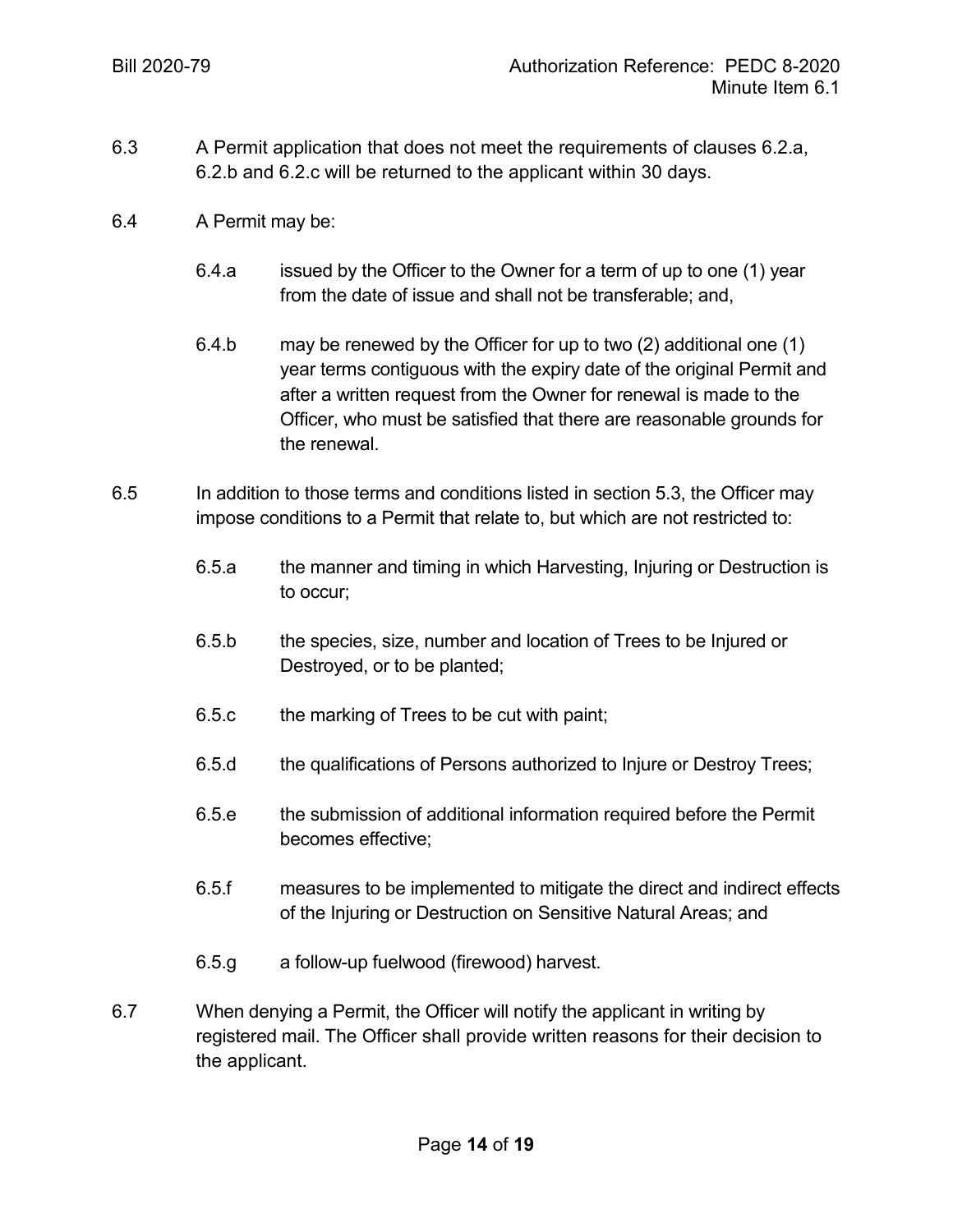6.3 A Permit application that does not meet the requirements of clauses 6.2.a, 6.2.b and 6.2.c will be returned to the applicant within 30 days.

6.4 A Permit may be:

- 6.4.a issued by the Officer to the Owner for a term of up to one (1) year from the date of issue and shall not be transferable; and,
- 6.4.b may be renewed by the Officer for up to two (2) additional one (1) year terms contiguous with the expiry date of the original Permit and after a written request from the Owner for renewal is made to the Officer, who must be satisfied that there are reasonable grounds for the renewal.

6.5 In addition to those terms and conditions listed in section 5.3, the Officer may impose conditions to a Permit that relate to, but which are not restricted to:

- 6.5.a the manner and timing in which Harvesting, Injuring or Destruction is to occur;
- 6.5.b the species, size, number and location of Trees to be Injured or Destroyed, or to be planted;
- 6.5.c the marking of Trees to be cut with paint;
- 6.5.d the qualifications of Persons authorized to Injure or Destroy Trees;
- 6.5.e the submission of additional information required before the Permit becomes effective;
- 6.5.f measures to be implemented to mitigate the direct and indirect effects of the Injuring or Destruction on Sensitive Natural Areas; and
- 6.5.g a follow-up fuelwood (firewood) harvest.

6.7 When denying a Permit, the Officer will notify the applicant in writing by registered mail. The Officer shall provide written reasons for their decision to the applicant.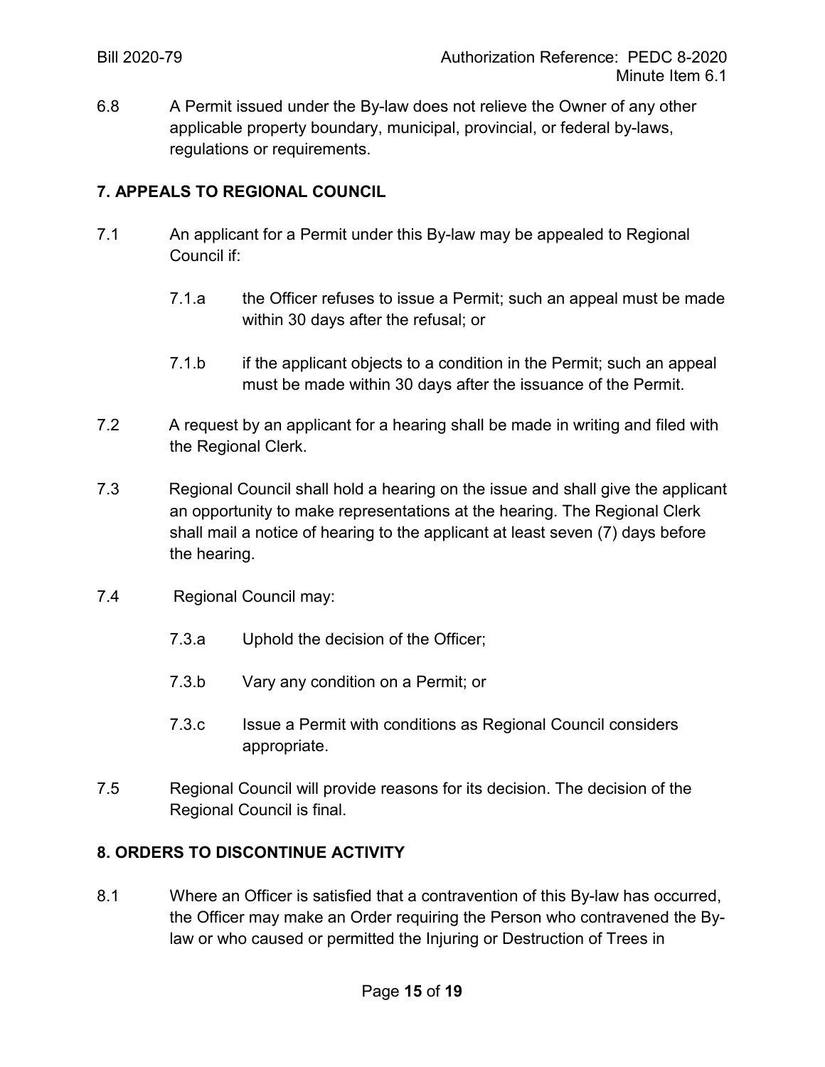6.8 A Permit issued under the By-law does not relieve the Owner of any other applicable property boundary, municipal, provincial, or federal by-laws, regulations or requirements.

## 7. APPEALS TO REGIONAL COUNCIL

7.1 An applicant for a Permit under this By-law may be appealed to Regional Council if:

- 7.1.a the Officer refuses to issue a Permit; such an appeal must be made within 30 days after the refusal; or
- 7.1.b if the applicant objects to a condition in the Permit; such an appeal must be made within 30 days after the issuance of the Permit.

7.2 A request by an applicant for a hearing shall be made in writing and filed with the Regional Clerk.

7.3 Regional Council shall hold a hearing on the issue and shall give the applicant an opportunity to make representations at the hearing. The Regional Clerk shall mail a notice of hearing to the applicant at least seven (7) days before the hearing.

7.4 Regional Council may:

- 7.3.a Uphold the decision of the Officer;
- 7.3.b Vary any condition on a Permit; or
- 7.3.c Issue a Permit with conditions as Regional Council considers appropriate.

7.5 Regional Council will provide reasons for its decision. The decision of the Regional Council is final.

## 8. ORDERS TO DISCONTINUE ACTIVITY

8.1 Where an Officer is satisfied that a contravention of this By-law has occurred, the Officer may make an Order requiring the Person who contravened the By-law or who caused or permitted the Injuring or Destruction of Trees in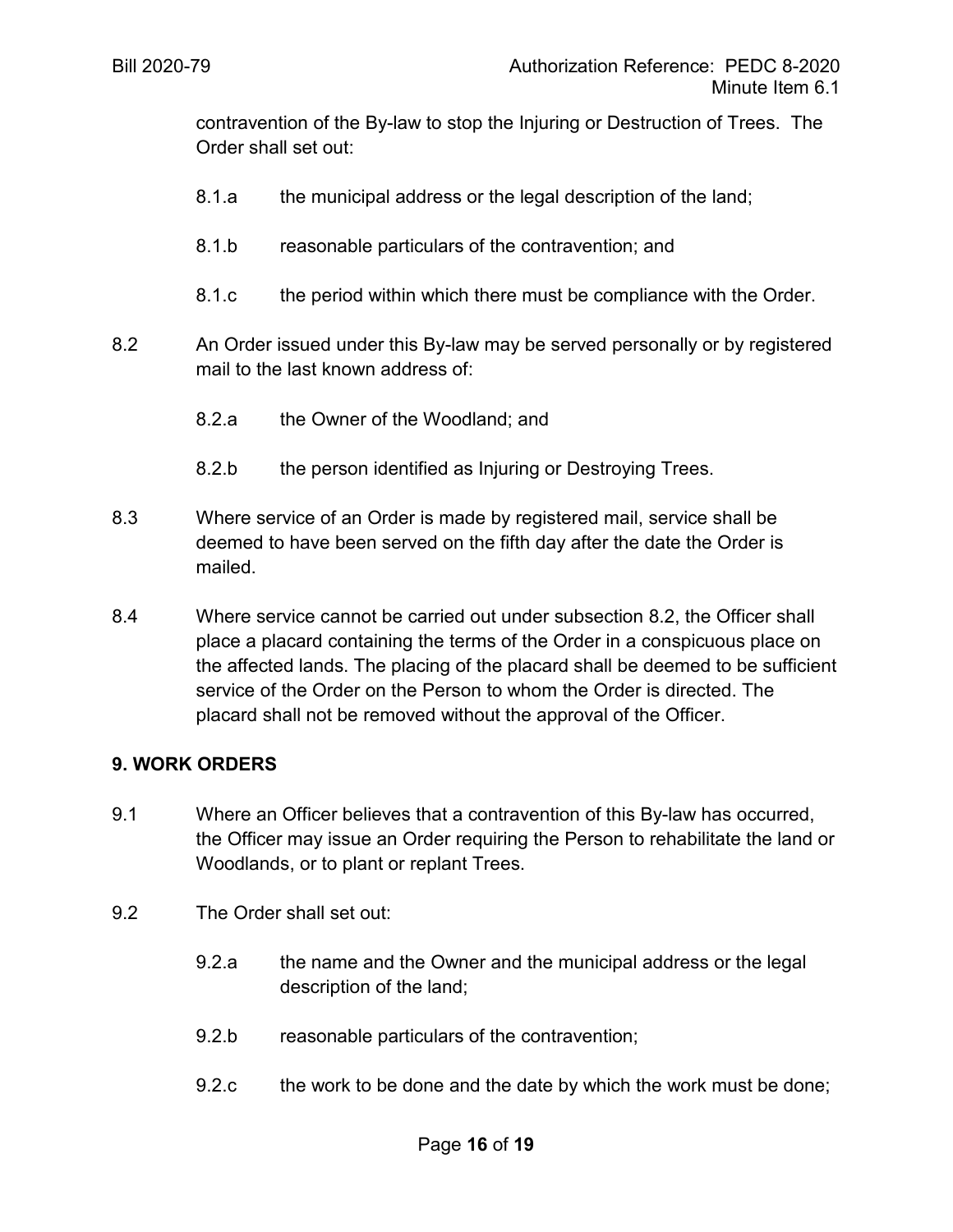contravention of the By-law to stop the Injuring or Destruction of Trees. The Order shall set out:

8.1.a the municipal address or the legal description of the land;

8.1.b reasonable particulars of the contravention; and

8.1.c the period within which there must be compliance with the Order.

8.2 An Order issued under this By-law may be served personally or by registered mail to the last known address of:

8.2.a the Owner of the Woodland; and

8.2.b the person identified as Injuring or Destroying Trees.

8.3 Where service of an Order is made by registered mail, service shall be deemed to have been served on the fifth day after the date the Order is mailed.

8.4 Where service cannot be carried out under subsection 8.2, the Officer shall place a placard containing the terms of the Order in a conspicuous place on the affected lands. The placing of the placard shall be deemed to be sufficient service of the Order on the Person to whom the Order is directed. The placard shall not be removed without the approval of the Officer.

## 9. WORK ORDERS

9.1 Where an Officer believes that a contravention of this By-law has occurred, the Officer may issue an Order requiring the Person to rehabilitate the land or Woodlands, or to plant or replant Trees.

9.2 The Order shall set out:

9.2.a the name and the Owner and the municipal address or the legal description of the land;

9.2.b reasonable particulars of the contravention;

9.2.c the work to be done and the date by which the work must be done;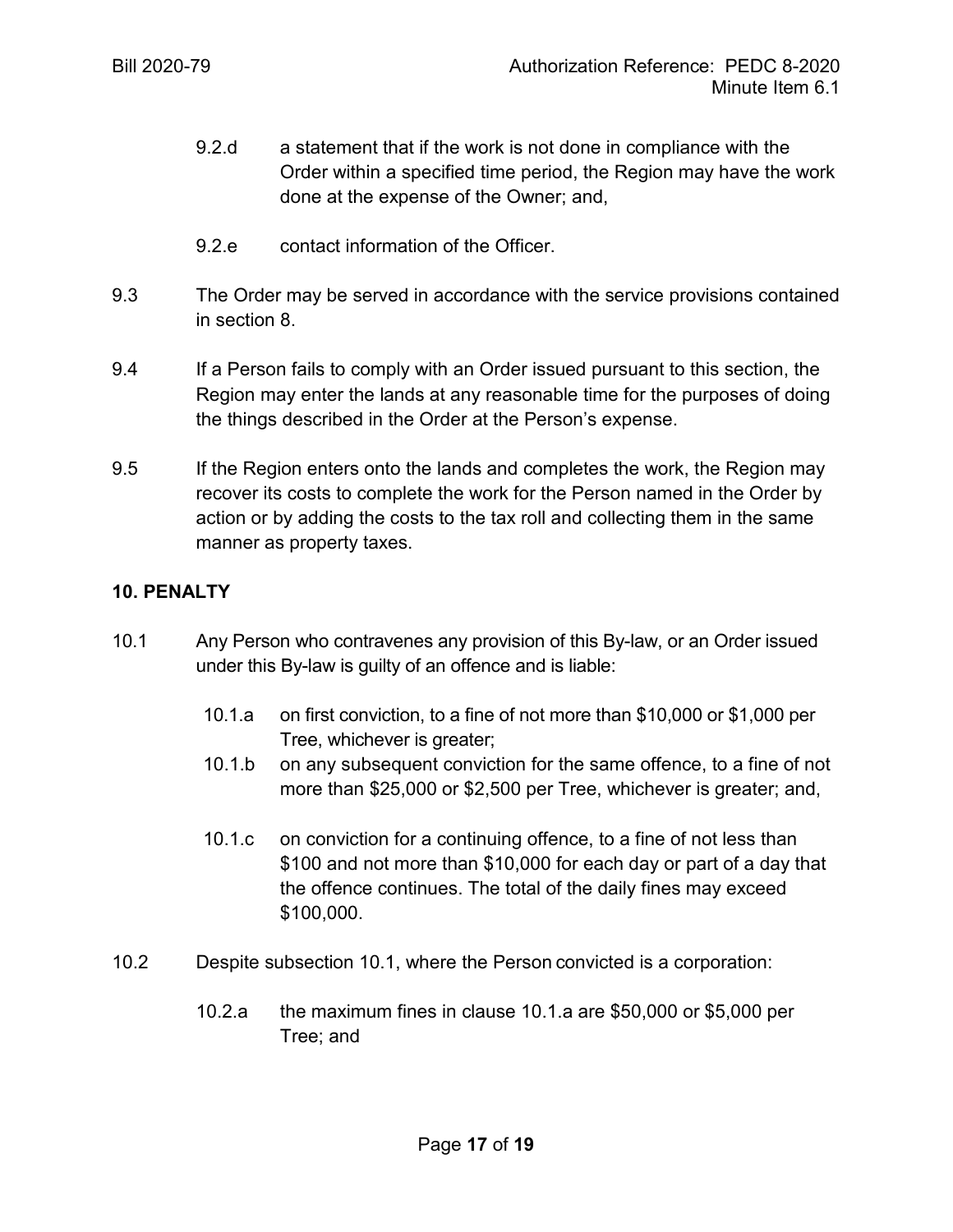9.2.d a statement that if the work is not done in compliance with the Order within a specified time period, the Region may have the work done at the expense of the Owner; and,

9.2.e contact information of the Officer.

9.3 The Order may be served in accordance with the service provisions contained in section 8.

9.4 If a Person fails to comply with an Order issued pursuant to this section, the Region may enter the lands at any reasonable time for the purposes of doing the things described in the Order at the Person's expense.

9.5 If the Region enters onto the lands and completes the work, the Region may recover its costs to complete the work for the Person named in the Order by action or by adding the costs to the tax roll and collecting them in the same manner as property taxes.

**10. PENALTY**

10.1 Any Person who contravenes any provision of this By-law, or an Order issued under this By-law is guilty of an offence and is liable:

10.1.a on first conviction, to a fine of not more than $10,000 or $1,000 per Tree, whichever is greater;

10.1.b on any subsequent conviction for the same offence, to a fine of not more than $25,000 or $2,500 per Tree, whichever is greater; and,

10.1.c on conviction for a continuing offence, to a fine of not less than $100 and not more than $10,000 for each day or part of a day that the offence continues. The total of the daily fines may exceed $100,000.

10.2 Despite subsection 10.1, where the Person convicted is a corporation:

10.2.a the maximum fines in clause 10.1.a are $50,000 or $5,000 per Tree; and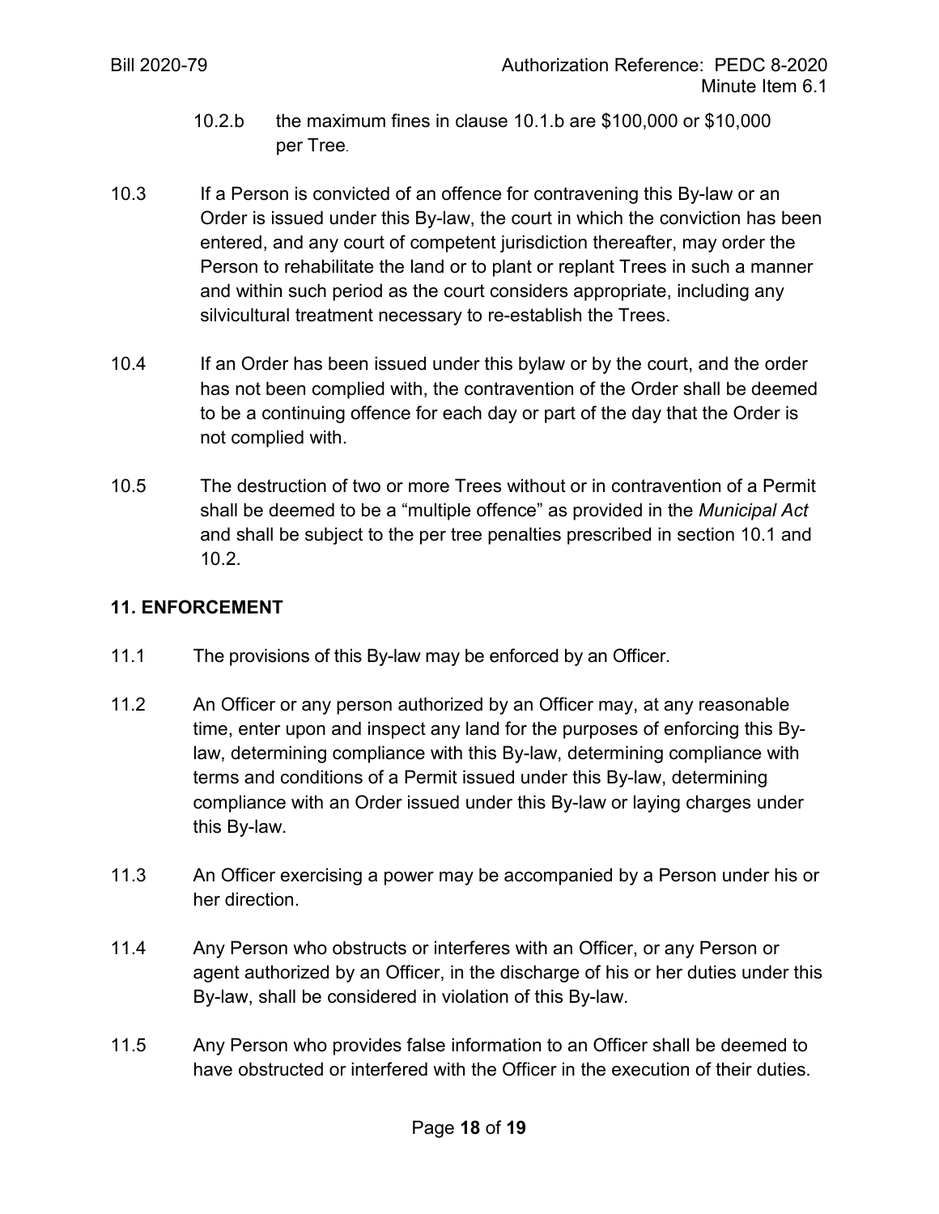10.2.b the maximum fines in clause 10.1.b are $100,000 or $10,000 per Tree.

10.3 If a Person is convicted of an offence for contravening this By-law or an Order is issued under this By-law, the court in which the conviction has been entered, and any court of competent jurisdiction thereafter, may order the Person to rehabilitate the land or to plant or replant Trees in such a manner and within such period as the court considers appropriate, including any silvicultural treatment necessary to re-establish the Trees.

10.4 If an Order has been issued under this bylaw or by the court, and the order has not been complied with, the contravention of the Order shall be deemed to be a continuing offence for each day or part of the day that the Order is not complied with.

10.5 The destruction of two or more Trees without or in contravention of a Permit shall be deemed to be a "multiple offence" as provided in the *Municipal Act* and shall be subject to the per tree penalties prescribed in section 10.1 and 10.2.

## 11. ENFORCEMENT

11.1 The provisions of this By-law may be enforced by an Officer.

11.2 An Officer or any person authorized by an Officer may, at any reasonable time, enter upon and inspect any land for the purposes of enforcing this By-law, determining compliance with this By-law, determining compliance with terms and conditions of a Permit issued under this By-law, determining compliance with an Order issued under this By-law or laying charges under this By-law.

11.3 An Officer exercising a power may be accompanied by a Person under his or her direction.

11.4 Any Person who obstructs or interferes with an Officer, or any Person or agent authorized by an Officer, in the discharge of his or her duties under this By-law, shall be considered in violation of this By-law.

11.5 Any Person who provides false information to an Officer shall be deemed to have obstructed or interfered with the Officer in the execution of their duties.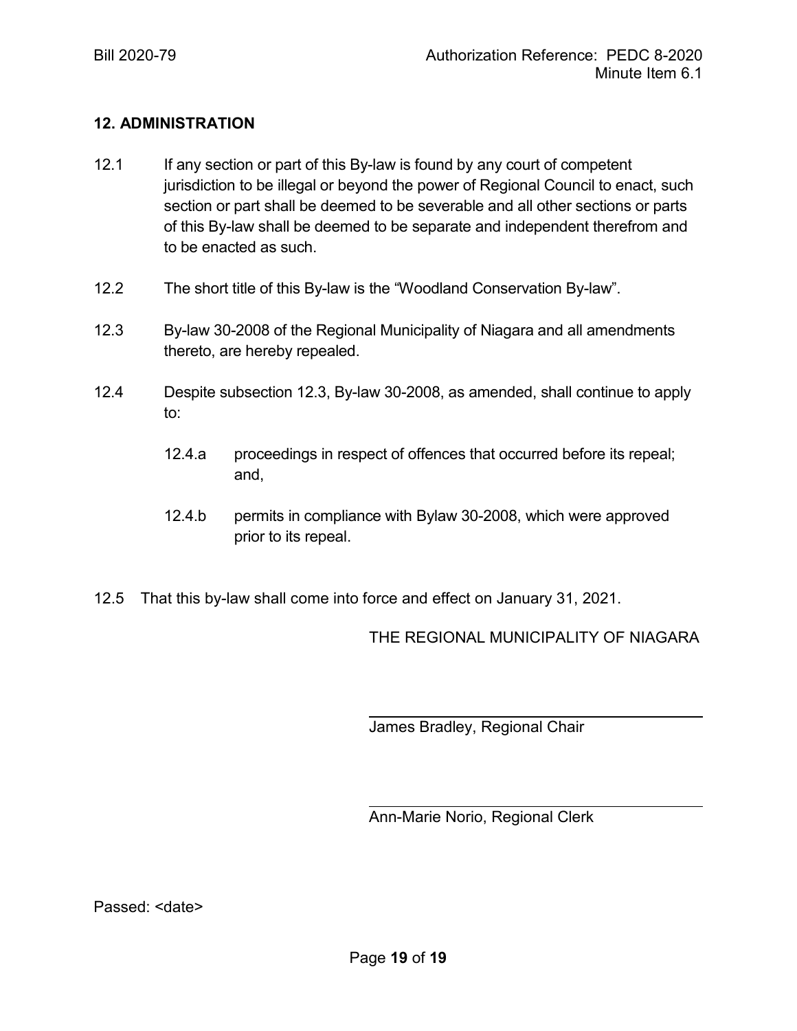## 12. ADMINISTRATION

12.1 If any section or part of this By-law is found by any court of competent jurisdiction to be illegal or beyond the power of Regional Council to enact, such section or part shall be deemed to be severable and all other sections or parts of this By-law shall be deemed to be separate and independent therefrom and to be enacted as such.

12.2 The short title of this By-law is the "Woodland Conservation By-law".

12.3 By-law 30-2008 of the Regional Municipality of Niagara and all amendments thereto, are hereby repealed.

12.4 Despite subsection 12.3, By-law 30-2008, as amended, shall continue to apply to:

- 12.4.a proceedings in respect of offences that occurred before its repeal; and,
- 12.4.b permits in compliance with Bylaw 30-2008, which were approved prior to its repeal.

12.5 That this by-law shall come into force and effect on January 31, 2021.

THE REGIONAL MUNICIPALITY OF NIAGARA

James Bradley, Regional Chair

Ann-Marie Norio, Regional Clerk

Passed: <date>